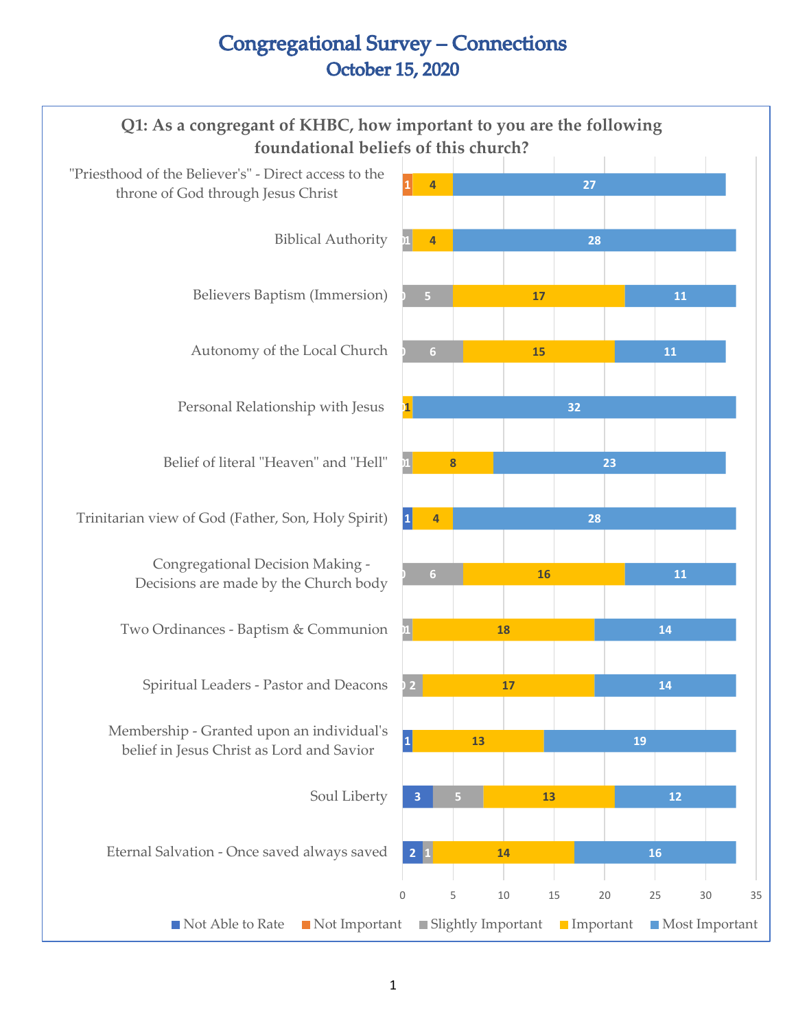# Congregational Survey – Connections

## October 15, 2020

### Q1: As a congregant of KHBC, how important to you are the following foundational beliefs of this church?

| Belief | Not Able to Rate | Not Important | Slightly Important | Important | Most Important |
|---|---|---|---|---|---|
| "Priesthood of the Believer's" - Direct access to the throne of God through Jesus Christ | | 1 | | 4 | 27 |
| Biblical Authority | | 0 | 1 | 4 | 28 |
| Believers Baptism (Immersion) | | 0 | 5 | 17 | 11 |
| Autonomy of the Local Church | | 0 | 6 | 15 | 11 |
| Personal Relationship with Jesus | | 0 | | 1 | 32 |
| Belief of literal "Heaven" and "Hell" | | 0 | 1 | 8 | 23 |
| Trinitarian view of God (Father, Son, Holy Spirit) | 1 | | | 4 | 28 |
| Congregational Decision Making - Decisions are made by the Church body | | 0 | 6 | 16 | 11 |
| Two Ordinances - Baptism & Communion | | 0 | 1 | 18 | 14 |
| Spiritual Leaders - Pastor and Deacons | | 0 | 2 | 17 | 14 |
| Membership - Granted upon an individual's belief in Jesus Christ as Lord and Savior | 1 | | | 13 | 19 |
| Soul Liberty | 3 | | 5 | 13 | 12 |
| Eternal Salvation - Once saved always saved | 2 | | 1 | 14 | 16 |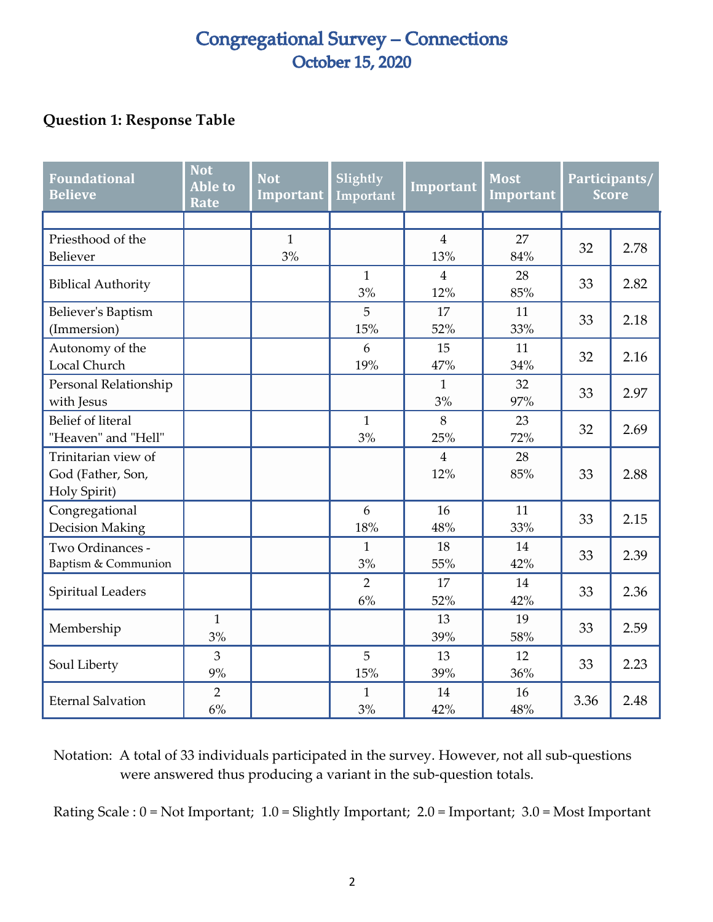# Congregational Survey – Connections
## October 15, 2020

### Question 1: Response Table

| Foundational Believe | Not Able to Rate | Not Important | Slightly Important | Important | Most Important | Participants/ Score | |
|---|---|---|---|---|---|---|---|
| | | | | | | | |
| Priesthood of the Believer | | 1 3% | | 4 13% | 27 84% | 32 | 2.78 |
| Biblical Authority | | | 1 3% | 4 12% | 28 85% | 33 | 2.82 |
| Believer's Baptism (Immersion) | | | 5 15% | 17 52% | 11 33% | 33 | 2.18 |
| Autonomy of the Local Church | | | 6 19% | 15 47% | 11 34% | 32 | 2.16 |
| Personal Relationship with Jesus | | | | 1 3% | 32 97% | 33 | 2.97 |
| Belief of literal "Heaven" and "Hell" | | | 1 3% | 8 25% | 23 72% | 32 | 2.69 |
| Trinitarian view of God (Father, Son, Holy Spirit) | | | | 4 12% | 28 85% | 33 | 2.88 |
| Congregational Decision Making | | | 6 18% | 16 48% | 11 33% | 33 | 2.15 |
| Two Ordinances - Baptism & Communion | | | 1 3% | 18 55% | 14 42% | 33 | 2.39 |
| Spiritual Leaders | | | 2 6% | 17 52% | 14 42% | 33 | 2.36 |
| Membership | 1 3% | | | 13 39% | 19 58% | 33 | 2.59 |
| Soul Liberty | 3 9% | | 5 15% | 13 39% | 12 36% | 33 | 2.23 |
| Eternal Salvation | 2 6% | | 1 3% | 14 42% | 16 48% | 3.36 | 2.48 |

Notation: A total of 33 individuals participated in the survey. However, not all sub-questions were answered thus producing a variant in the sub-question totals.

Rating Scale : 0 = Not Important; 1.0 = Slightly Important; 2.0 = Important; 3.0 = Most Important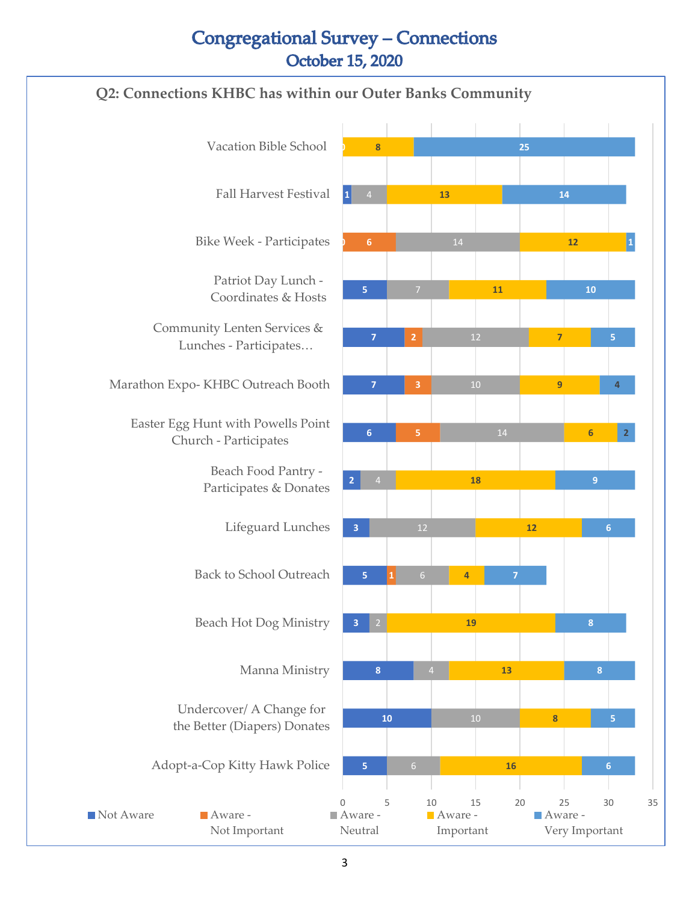# Congregational Survey – Connections
## October 15, 2020

### Q2: Connections KHBC has within our Outer Banks Community

| Connection | Not Aware | Aware - Not Important | Aware - Neutral | Aware - Important | Aware - Very Important |
|---|---|---|---|---|---|
| Vacation Bible School | | 0 | | 8 | 25 |
| Fall Harvest Festival | 1 | | 4 | 13 | 14 |
| Bike Week - Participates | | 0 6 | 14 | 12 | 1 |
| Patriot Day Lunch - Coordinates & Hosts | 5 | | 7 | 11 | 10 |
| Community Lenten Services & Lunches - Participates… | 7 | 2 | 12 | 7 | 5 |
| Marathon Expo- KHBC Outreach Booth | 7 | 3 | 10 | 9 | 4 |
| Easter Egg Hunt with Powells Point Church - Participates | 6 | 5 | 14 | 6 | 2 |
| Beach Food Pantry - Participates & Donates | 2 | | 4 | 18 | 9 |
| Lifeguard Lunches | 3 | | 12 | 12 | 6 |
| Back to School Outreach | 5 | 1 | 6 | 4 | 7 |
| Beach Hot Dog Ministry | 3 | | 2 | 19 | 8 |
| Manna Ministry | 8 | | 4 | 13 | 8 |
| Undercover/ A Change for the Better (Diapers) Donates | 10 | | 10 | 8 | 5 |
| Adopt-a-Cop Kitty Hawk Police | 5 | | 6 | 16 | 6 |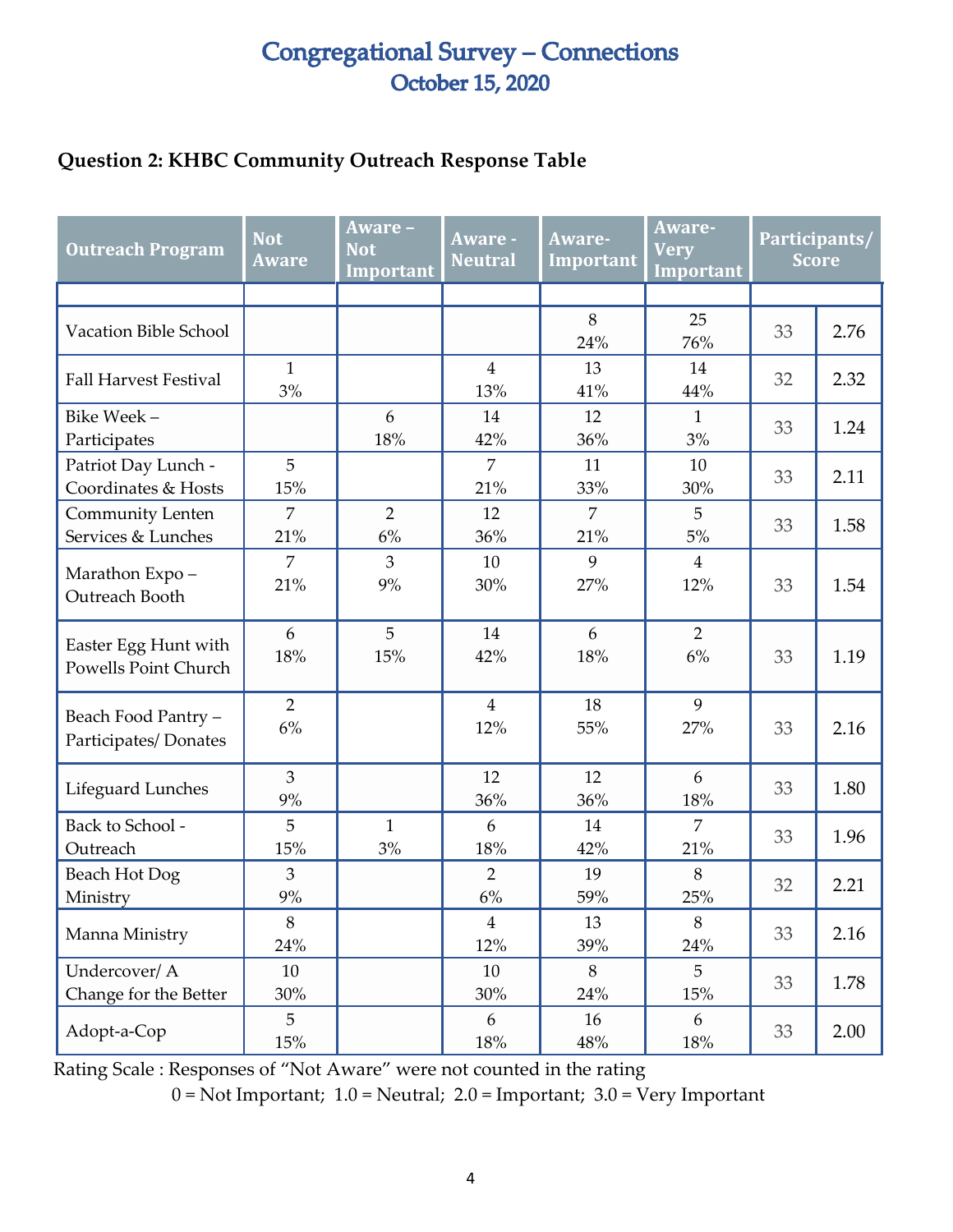# Congregational Survey – Connections
## October 15, 2020

**Question 2: KHBC Community Outreach Response Table**

| Outreach Program | Not Aware | Aware – Not Important | Aware - Neutral | Aware- Important | Aware- Very Important | Participants/ Score | |
|---|---|---|---|---|---|---|---|
| Vacation Bible School | | | | 8 24% | 25 76% | 33 | 2.76 |
| Fall Harvest Festival | 1 3% | | 4 13% | 13 41% | 14 44% | 32 | 2.32 |
| Bike Week – Participates | | 6 18% | 14 42% | 12 36% | 1 3% | 33 | 1.24 |
| Patriot Day Lunch - Coordinates & Hosts | 5 15% | | 7 21% | 11 33% | 10 30% | 33 | 2.11 |
| Community Lenten Services & Lunches | 7 21% | 2 6% | 12 36% | 7 21% | 5 5% | 33 | 1.58 |
| Marathon Expo – Outreach Booth | 7 21% | 3 9% | 10 30% | 9 27% | 4 12% | 33 | 1.54 |
| Easter Egg Hunt with Powells Point Church | 6 18% | 5 15% | 14 42% | 6 18% | 2 6% | 33 | 1.19 |
| Beach Food Pantry – Participates/ Donates | 2 6% | | 4 12% | 18 55% | 9 27% | 33 | 2.16 |
| Lifeguard Lunches | 3 9% | | 12 36% | 12 36% | 6 18% | 33 | 1.80 |
| Back to School - Outreach | 5 15% | 1 3% | 6 18% | 14 42% | 7 21% | 33 | 1.96 |
| Beach Hot Dog Ministry | 3 9% | | 2 6% | 19 59% | 8 25% | 32 | 2.21 |
| Manna Ministry | 8 24% | | 4 12% | 13 39% | 8 24% | 33 | 2.16 |
| Undercover/ A Change for the Better | 10 30% | | 10 30% | 8 24% | 5 15% | 33 | 1.78 |
| Adopt-a-Cop | 5 15% | | 6 18% | 16 48% | 6 18% | 33 | 2.00 |

Rating Scale : Responses of "Not Aware" were not counted in the rating

0 = Not Important; 1.0 = Neutral; 2.0 = Important; 3.0 = Very Important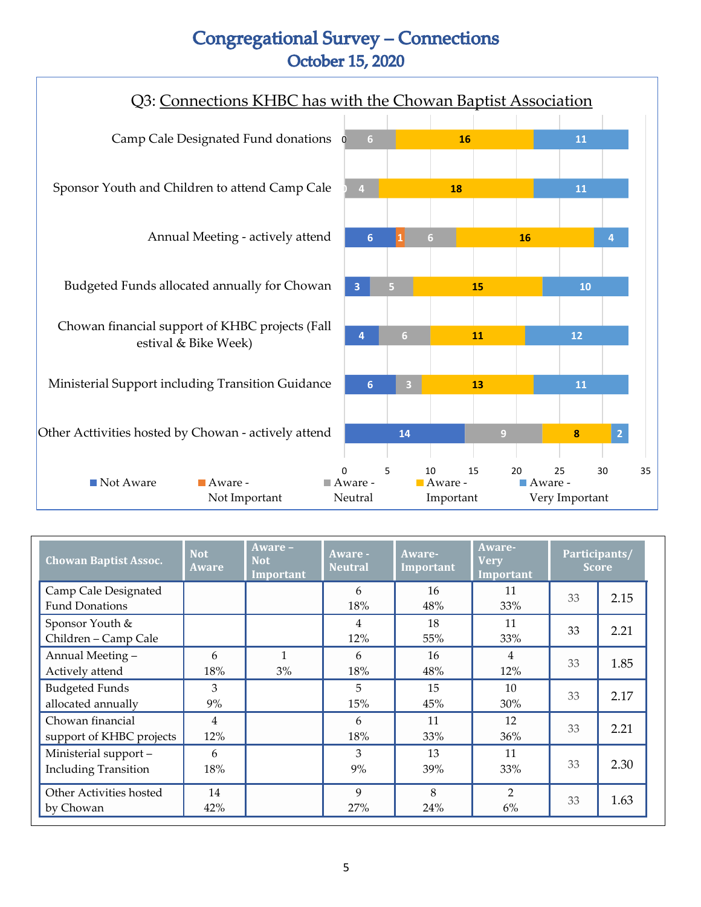# Congregational Survey – Connections

## October 15, 2020

### Q3: Connections KHBC has with the Chowan Baptist Association

| | Not Aware | Aware - Not Important | Aware - Neutral | Aware - Important | Aware - Very Important |
|---|---|---|---|---|---|
| Camp Cale Designated Fund donations | 0 | | 6 | 16 | 11 |
| Sponsor Youth and Children to attend Camp Cale | 0 | | 4 | 18 | 11 |
| Annual Meeting - actively attend | 6 | 1 | 6 | 16 | 4 |
| Budgeted Funds allocated annually for Chowan | 3 | | 5 | 15 | 10 |
| Chowan financial support of KHBC projects (Fall estival & Bike Week) | 4 | | 6 | 11 | 12 |
| Ministerial Support including Transition Guidance | 6 | | 3 | 13 | 11 |
| Other Acttivities hosted by Chowan - actively attend | 14 | | 9 | 8 | 2 |

| Chowan Baptist Assoc. | Not Aware | Aware – Not Important | Aware - Neutral | Aware-Important | Aware-Very Important | Participants/ | Score |
|---|---|---|---|---|---|---|---|
| Camp Cale Designated Fund Donations | | | 6<br>18% | 16<br>48% | 11<br>33% | 33 | 2.15 |
| Sponsor Youth & Children – Camp Cale | | | 4<br>12% | 18<br>55% | 11<br>33% | 33 | 2.21 |
| Annual Meeting – Actively attend | 6<br>18% | 1<br>3% | 6<br>18% | 16<br>48% | 4<br>12% | 33 | 1.85 |
| Budgeted Funds allocated annually | 3<br>9% | | 5<br>15% | 15<br>45% | 10<br>30% | 33 | 2.17 |
| Chowan financial support of KHBC projects | 4<br>12% | | 6<br>18% | 11<br>33% | 12<br>36% | 33 | 2.21 |
| Ministerial support – Including Transition | 6<br>18% | | 3<br>9% | 13<br>39% | 11<br>33% | 33 | 2.30 |
| Other Activities hosted by Chowan | 14<br>42% | | 9<br>27% | 8<br>24% | 2<br>6% | 33 | 1.63 |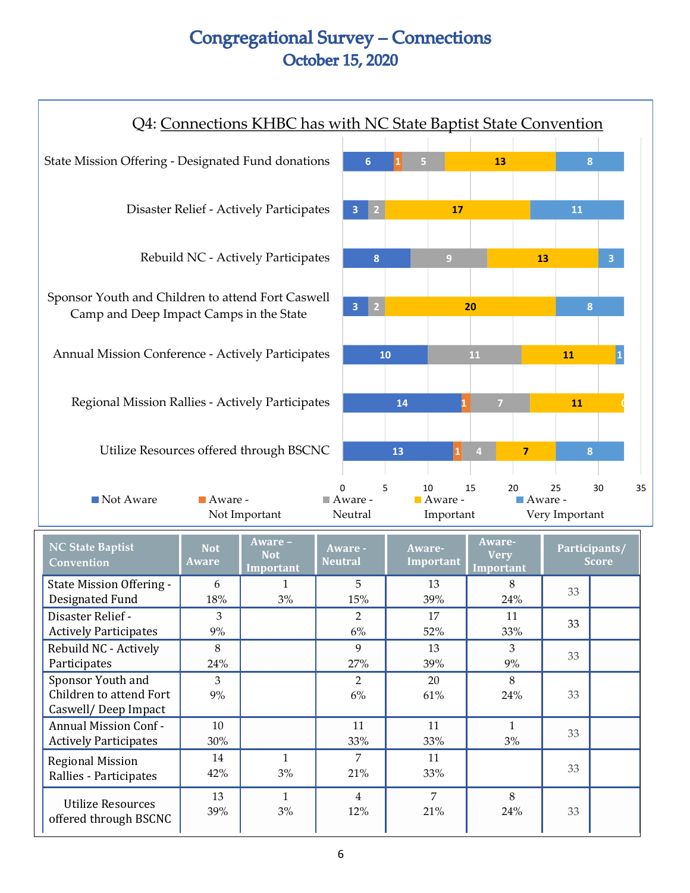# Congregational Survey – Connections

## October 15, 2020

### Q4: Connections KHBC has with NC State Baptist State Convention

| | Not Aware | Aware - Not Important | Aware - Neutral | Aware - Important | Aware - Very Important |
|---|---|---|---|---|---|
| State Mission Offering - Designated Fund donations | 6 | 1 | 5 | 13 | 8 |
| Disaster Relief - Actively Participates | 3 | | 2 | 17 | 11 |
| Rebuild NC - Actively Participates | 8 | | 9 | 13 | 3 |
| Sponsor Youth and Children to attend Fort Caswell Camp and Deep Impact Camps in the State | 3 | | 2 | 20 | 8 |
| Annual Mission Conference - Actively Participates | 10 | | 11 | 11 | 1 |
| Regional Mission Rallies - Actively Participates | 14 | 1 | 7 | 11 | 0 |
| Utilize Resources offered through BSCNC | 13 | 1 | 4 | 7 | 8 |

| NC State Baptist Convention | Not Aware | Aware – Not Important | Aware - Neutral | Aware- Important | Aware- Very Important | Participants/ Score | |
|---|---|---|---|---|---|---|---|
| State Mission Offering - Designated Fund | 6<br>18% | 1<br>3% | 5<br>15% | 13<br>39% | 8<br>24% | 33 | |
| Disaster Relief - Actively Participates | 3<br>9% | | 2<br>6% | 17<br>52% | 11<br>33% | 33 | |
| Rebuild NC - Actively Participates | 8<br>24% | | 9<br>27% | 13<br>39% | 3<br>9% | 33 | |
| Sponsor Youth and Children to attend Fort Caswell/ Deep Impact | 3<br>9% | | 2<br>6% | 20<br>61% | 8<br>24% | 33 | |
| Annual Mission Conf - Actively Participates | 10<br>30% | | 11<br>33% | 11<br>33% | 1<br>3% | 33 | |
| Regional Mission Rallies - Participates | 14<br>42% | 1<br>3% | 7<br>21% | 11<br>33% | | 33 | |
| Utilize Resources offered through BSCNC | 13<br>39% | 1<br>3% | 4<br>12% | 7<br>21% | 8<br>24% | 33 | |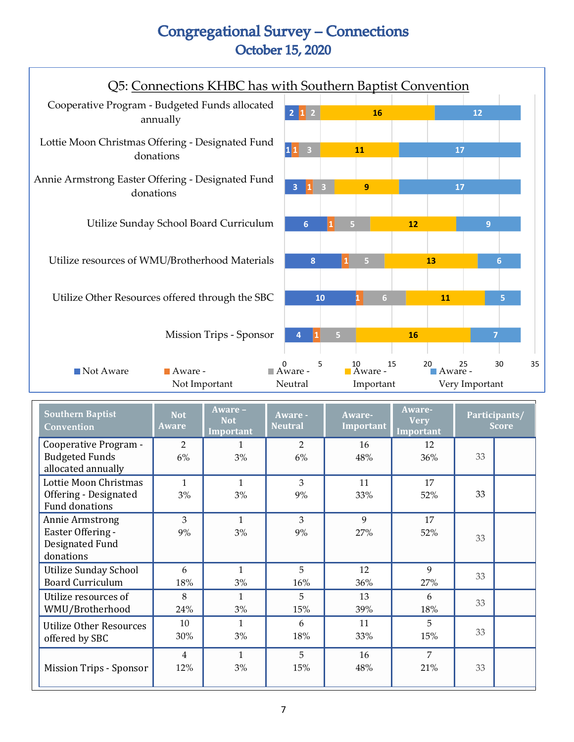# Congregational Survey – Connections
## October 15, 2020

Q5: Connections KHBC has with Southern Baptist Convention

Cooperative Program - Budgeted Funds allocated annually
2 1 2 16 12

Lottie Moon Christmas Offering - Designated Fund donations
1 1 3 11 17

Annie Armstrong Easter Offering - Designated Fund donations
3 1 3 9 17

Utilize Sunday School Board Curriculum
6 1 5 12 9

Utilize resources of WMU/Brotherhood Materials
8 1 5 13 6

Utilize Other Resources offered through the SBC
10 1 6 11 5

Mission Trips - Sponsor
4 1 5 16 7

0 5 10 15 20 25 30 35

Not Aware
Aware - Not Important
Aware - Neutral
Aware - Important
Aware - Very Important

| Southern Baptist Convention | Not Aware | Aware – Not Important | Aware - Neutral | Aware-Important | Aware-Very Important | Participants/ Score | |
|---|---|---|---|---|---|---|---|
| Cooperative Program - Budgeted Funds allocated annually | 2<br>6% | 1<br>3% | 2<br>6% | 16<br>48% | 12<br>36% | 33 | |
| Lottie Moon Christmas Offering - Designated Fund donations | 1<br>3% | 1<br>3% | 3<br>9% | 11<br>33% | 17<br>52% | 33 | |
| Annie Armstrong Easter Offering - Designated Fund donations | 3<br>9% | 1<br>3% | 3<br>9% | 9<br>27% | 17<br>52% | 33 | |
| Utilize Sunday School Board Curriculum | 6<br>18% | 1<br>3% | 5<br>16% | 12<br>36% | 9<br>27% | 33 | |
| Utilize resources of WMU/Brotherhood | 8<br>24% | 1<br>3% | 5<br>15% | 13<br>39% | 6<br>18% | 33 | |
| Utilize Other Resources offered by SBC | 10<br>30% | 1<br>3% | 6<br>18% | 11<br>33% | 5<br>15% | 33 | |
| Mission Trips - Sponsor | 4<br>12% | 1<br>3% | 5<br>15% | 16<br>48% | 7<br>21% | 33 | |